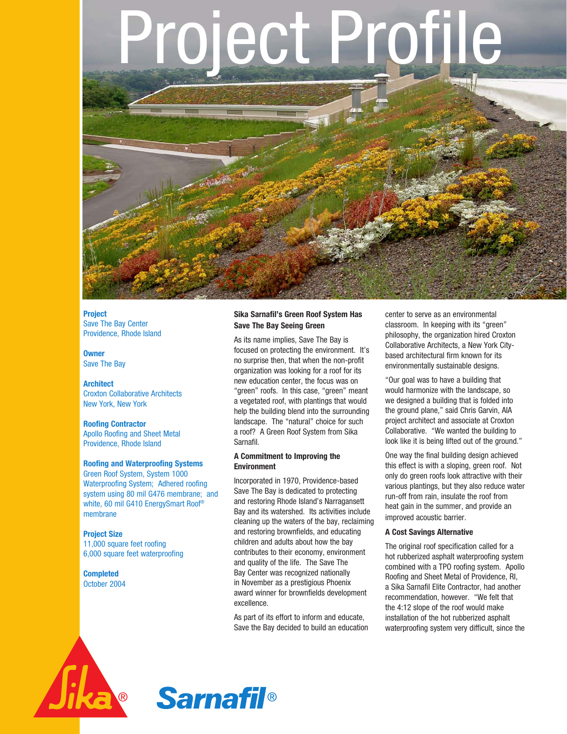# Project Profile

**Project**
Save The Bay Center
Providence, Rhode Island

**Owner**
Save The Bay

**Architect**
Croxton Collaborative Architects
New York, New York

**Roofing Contractor**
Apollo Roofing and Sheet Metal
Providence, Rhode Island

**Roofing and Waterproofing Systems**
Green Roof System, System 1000 Waterproofing System; Adhered roofing system using 80 mil G476 membrane; and white, 60 mil G410 EnergySmart Roof® membrane

**Project Size**
11,000 square feet roofing
6,000 square feet waterproofing

**Completed**
October 2004

## Sika Sarnafil's Green Roof System Has Save The Bay Seeing Green

As its name implies, Save The Bay is focused on protecting the environment. It's no surprise then, that when the non-profit organization was looking for a roof for its new education center, the focus was on "green" roofs. In this case, "green" meant a vegetated roof, with plantings that would help the building blend into the surrounding landscape. The "natural" choice for such a roof? A Green Roof System from Sika Sarnafil.

### A Commitment to Improving the Environment

Incorporated in 1970, Providence-based Save The Bay is dedicated to protecting and restoring Rhode Island's Narragansett Bay and its watershed. Its activities include cleaning up the waters of the bay, reclaiming and restoring brownfields, and educating children and adults about how the bay contributes to their economy, environment and quality of the life. The Save The Bay Center was recognized nationally in November as a prestigious Phoenix award winner for brownfields development excellence.

As part of its effort to inform and educate, Save the Bay decided to build an education center to serve as an environmental classroom. In keeping with its "green" philosophy, the organization hired Croxton Collaborative Architects, a New York City-based architectural firm known for its environmentally sustainable designs.

"Our goal was to have a building that would harmonize with the landscape, so we designed a building that is folded into the ground plane," said Chris Garvin, AIA project architect and associate at Croxton Collaborative. "We wanted the building to look like it is being lifted out of the ground."

One way the final building design achieved this effect is with a sloping, green roof. Not only do green roofs look attractive with their various plantings, but they also reduce water run-off from rain, insulate the roof from heat gain in the summer, and provide an improved acoustic barrier.

### A Cost Savings Alternative

The original roof specification called for a hot rubberized asphalt waterproofing system combined with a TPO roofing system. Apollo Roofing and Sheet Metal of Providence, RI, a Sika Sarnafil Elite Contractor, had another recommendation, however. "We felt that the 4:12 slope of the roof would make installation of the hot rubberized asphalt waterproofing system very difficult, since the

Sika® Sarnafil®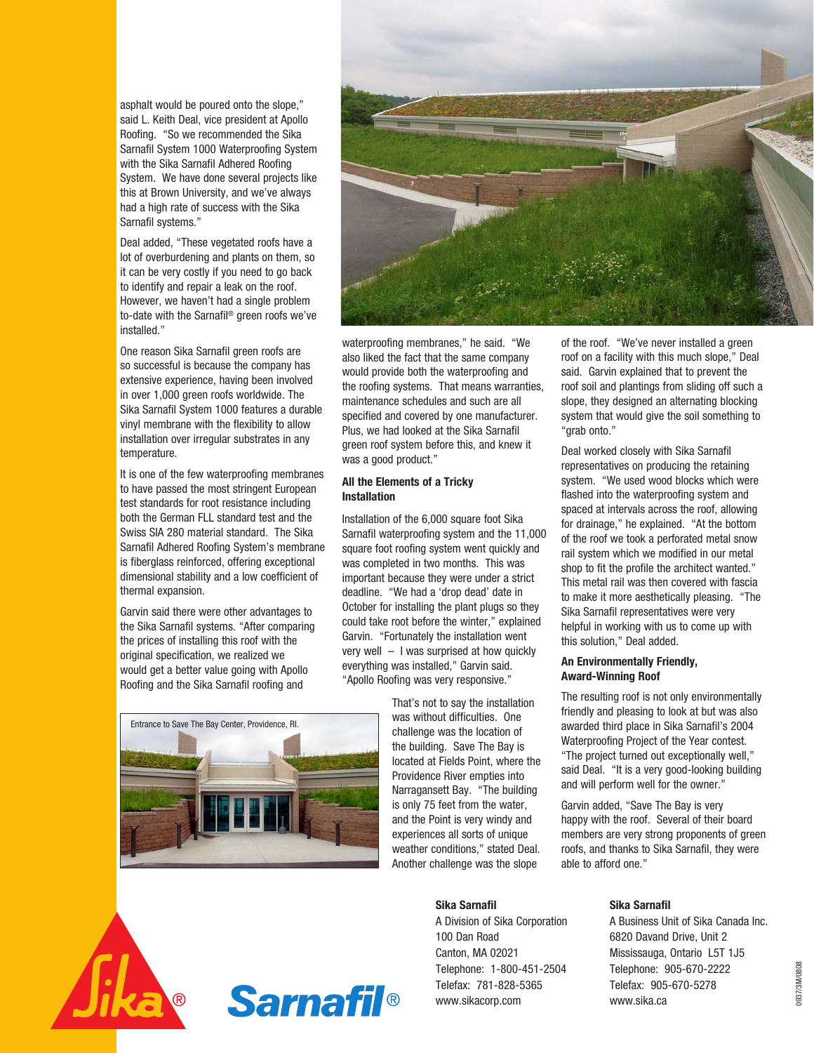asphalt would be poured onto the slope," said L. Keith Deal, vice president at Apollo Roofing. "So we recommended the Sika Sarnafil System 1000 Waterproofing System with the Sika Sarnafil Adhered Roofing System. We have done several projects like this at Brown University, and we've always had a high rate of success with the Sika Sarnafil systems."

Deal added, "These vegetated roofs have a lot of overburdening and plants on them, so it can be very costly if you need to go back to identify and repair a leak on the roof. However, we haven't had a single problem to-date with the Sarnafil® green roofs we've installed."

One reason Sika Sarnafil green roofs are so successful is because the company has extensive experience, having been involved in over 1,000 green roofs worldwide. The Sika Sarnafil System 1000 features a durable vinyl membrane with the flexibility to allow installation over irregular substrates in any temperature.

It is one of the few waterproofing membranes to have passed the most stringent European test standards for root resistance including both the German FLL standard test and the Swiss SIA 280 material standard. The Sika Sarnafil Adhered Roofing System's membrane is fiberglass reinforced, offering exceptional dimensional stability and a low coefficient of thermal expansion.

Garvin said there were other advantages to the Sika Sarnafil systems. "After comparing the prices of installing this roof with the original specification, we realized we would get a better value going with Apollo Roofing and the Sika Sarnafil roofing and waterproofing membranes," he said. "We also liked the fact that the same company would provide both the waterproofing and the roofing systems. That means warranties, maintenance schedules and such are all specified and covered by one manufacturer. Plus, we had looked at the Sika Sarnafil green roof system before this, and knew it was a good product."

Entrance to Save The Bay Center, Providence, RI.

### All the Elements of a Tricky Installation

Installation of the 6,000 square foot Sika Sarnafil waterproofing system and the 11,000 square foot roofing system went quickly and was completed in two months. This was important because they were under a strict deadline. "We had a 'drop dead' date in October for installing the plant plugs so they could take root before the winter," explained Garvin. "Fortunately the installation went very well – I was surprised at how quickly everything was installed," Garvin said. "Apollo Roofing was very responsive."

That's not to say the installation was without difficulties. One challenge was the location of the building. Save The Bay is located at Fields Point, where the Providence River empties into Narragansett Bay. "The building is only 75 feet from the water, and the Point is very windy and experiences all sorts of unique weather conditions," stated Deal. Another challenge was the slope of the roof. "We've never installed a green roof on a facility with this much slope," Deal said. Garvin explained that to prevent the roof soil and plantings from sliding off such a slope, they designed an alternating blocking system that would give the soil something to "grab onto."

Deal worked closely with Sika Sarnafil representatives on producing the retaining system. "We used wood blocks which were flashed into the waterproofing system and spaced at intervals across the roof, allowing for drainage," he explained. "At the bottom of the roof we took a perforated metal snow rail system which we modified in our metal shop to fit the profile the architect wanted." This metal rail was then covered with fascia to make it more aesthetically pleasing. "The Sika Sarnafil representatives were very helpful in working with us to come up with this solution," Deal added.

### An Environmentally Friendly, Award-Winning Roof

The resulting roof is not only environmentally friendly and pleasing to look at but was also awarded third place in Sika Sarnafil's 2004 Waterproofing Project of the Year contest. "The project turned out exceptionally well," said Deal. "It is a very good-looking building and will perform well for the owner."

Garvin added, "Save The Bay is very happy with the roof. Several of their board members are very strong proponents of green roofs, and thanks to Sika Sarnafil, they were able to afford one."

**Sika Sarnafil**
A Division of Sika Corporation
100 Dan Road
Canton, MA 02021
Telephone: 1-800-451-2504
Telefax: 781-828-5365
www.sikacorp.com

**Sika Sarnafil**
A Business Unit of Sika Canada Inc.
6820 Davand Drive, Unit 2
Mississauga, Ontario L5T 1J5
Telephone: 905-670-2222
Telefax: 905-670-5278
www.sika.ca

Sika® Sarnafil®

0937/3M/0808